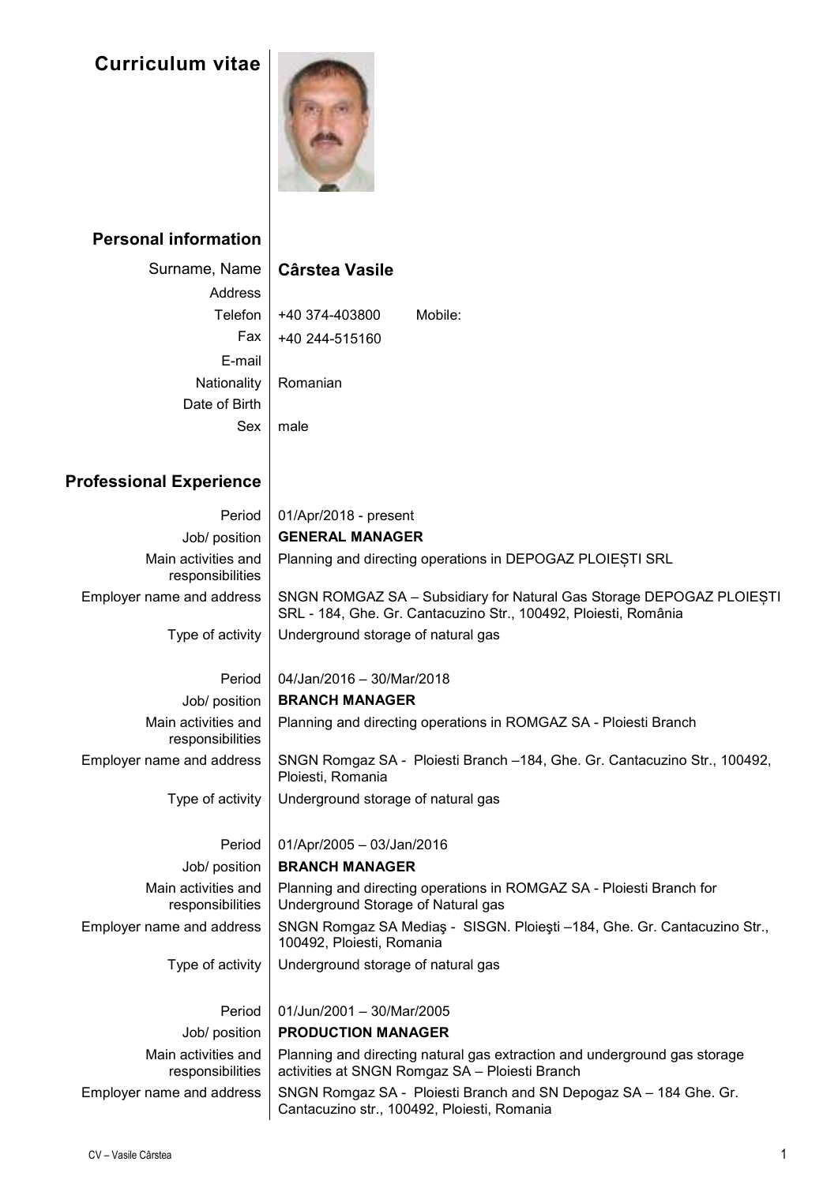# Curriculum vitae

## Personal information

| | |
|---|---|
| Surname, Name | **Cârstea Vasile** |
| Address | |
| Telefon | +40 374-403800 Mobile: |
| Fax | +40 244-515160 |
| E-mail | |
| Nationality | Romanian |
| Date of Birth | |
| Sex | male |

## Professional Experience

| | |
|---|---|
| Period | 01/Apr/2018 - present |
| Job/ position | **GENERAL MANAGER** |
| Main activities and responsibilities | Planning and directing operations in DEPOGAZ PLOIEȘTI SRL |
| Employer name and address | SNGN ROMGAZ SA – Subsidiary for Natural Gas Storage DEPOGAZ PLOIEȘTI SRL - 184, Ghe. Gr. Cantacuzino Str., 100492, Ploiesti, România |
| Type of activity | Underground storage of natural gas |
| | |
| Period | 04/Jan/2016 – 30/Mar/2018 |
| Job/ position | **BRANCH MANAGER** |
| Main activities and responsibilities | Planning and directing operations in ROMGAZ SA - Ploiesti Branch |
| Employer name and address | SNGN Romgaz SA - Ploiesti Branch –184, Ghe. Gr. Cantacuzino Str., 100492, Ploiesti, Romania |
| Type of activity | Underground storage of natural gas |
| | |
| Period | 01/Apr/2005 – 03/Jan/2016 |
| Job/ position | **BRANCH MANAGER** |
| Main activities and responsibilities | Planning and directing operations in ROMGAZ SA - Ploiesti Branch for Underground Storage of Natural gas |
| Employer name and address | SNGN Romgaz SA Mediaş - SISGN. Ploieşti –184, Ghe. Gr. Cantacuzino Str., 100492, Ploiesti, Romania |
| Type of activity | Underground storage of natural gas |
| | |
| Period | 01/Jun/2001 – 30/Mar/2005 |
| Job/ position | **PRODUCTION MANAGER** |
| Main activities and responsibilities | Planning and directing natural gas extraction and underground gas storage activities at SNGN Romgaz SA – Ploiesti Branch |
| Employer name and address | SNGN Romgaz SA - Ploiesti Branch and SN Depogaz SA – 184 Ghe. Gr. Cantacuzino str., 100492, Ploiesti, Romania |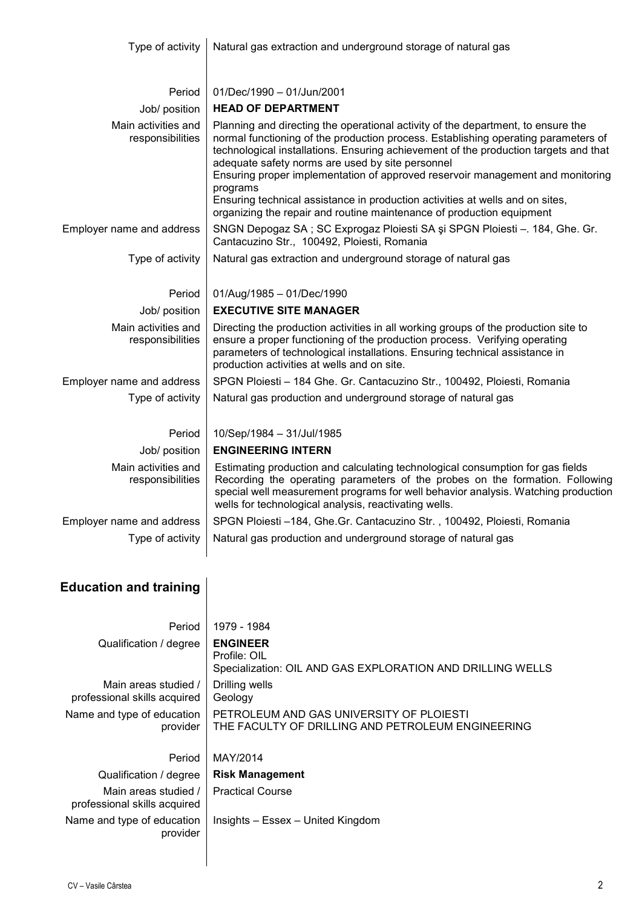| | |
|---|---|
| Type of activity | Natural gas extraction and underground storage of natural gas |
| | |
| Period | 01/Dec/1990 – 01/Jun/2001 |
| Job/ position | **HEAD OF DEPARTMENT** |
| Main activities and responsibilities | Planning and directing the operational activity of the department, to ensure the normal functioning of the production process. Establishing operating parameters of technological installations. Ensuring achievement of the production targets and that adequate safety norms are used by site personnel<br>Ensuring proper implementation of approved reservoir management and monitoring programs<br>Ensuring technical assistance in production activities at wells and on sites, organizing the repair and routine maintenance of production equipment |
| Employer name and address | SNGN Depogaz SA ; SC Exprogaz Ploiesti SA şi SPGN Ploiesti –. 184, Ghe. Gr. Cantacuzino Str., 100492, Ploiesti, Romania |
| Type of activity | Natural gas extraction and underground storage of natural gas |
| | |
| Period | 01/Aug/1985 – 01/Dec/1990 |
| Job/ position | **EXECUTIVE SITE MANAGER** |
| Main activities and responsibilities | Directing the production activities in all working groups of the production site to ensure a proper functioning of the production process. Verifying operating parameters of technological installations. Ensuring technical assistance in production activities at wells and on site. |
| Employer name and address | SPGN Ploiesti – 184 Ghe. Gr. Cantacuzino Str., 100492, Ploiesti, Romania |
| Type of activity | Natural gas production and underground storage of natural gas |
| | |
| Period | 10/Sep/1984 – 31/Jul/1985 |
| Job/ position | **ENGINEERING INTERN** |
| Main activities and responsibilities | Estimating production and calculating technological consumption for gas fields Recording the operating parameters of the probes on the formation. Following special well measurement programs for well behavior analysis. Watching production wells for technological analysis, reactivating wells. |
| Employer name and address | SPGN Ploiesti –184, Ghe.Gr. Cantacuzino Str. , 100492, Ploiesti, Romania |
| Type of activity | Natural gas production and underground storage of natural gas |

## Education and training

| | |
|---|---|
| Period | 1979 - 1984 |
| Qualification / degree | **ENGINEER**<br>Profile: OIL<br>Specialization: OIL AND GAS EXPLORATION AND DRILLING WELLS |
| Main areas studied / professional skills acquired | Drilling wells<br>Geology |
| Name and type of education provider | PETROLEUM AND GAS UNIVERSITY OF PLOIESTI<br>THE FACULTY OF DRILLING AND PETROLEUM ENGINEERING |
| | |
| Period | MAY/2014 |
| Qualification / degree | **Risk Management** |
| Main areas studied / professional skills acquired | Practical Course |
| Name and type of education provider | Insights – Essex – United Kingdom |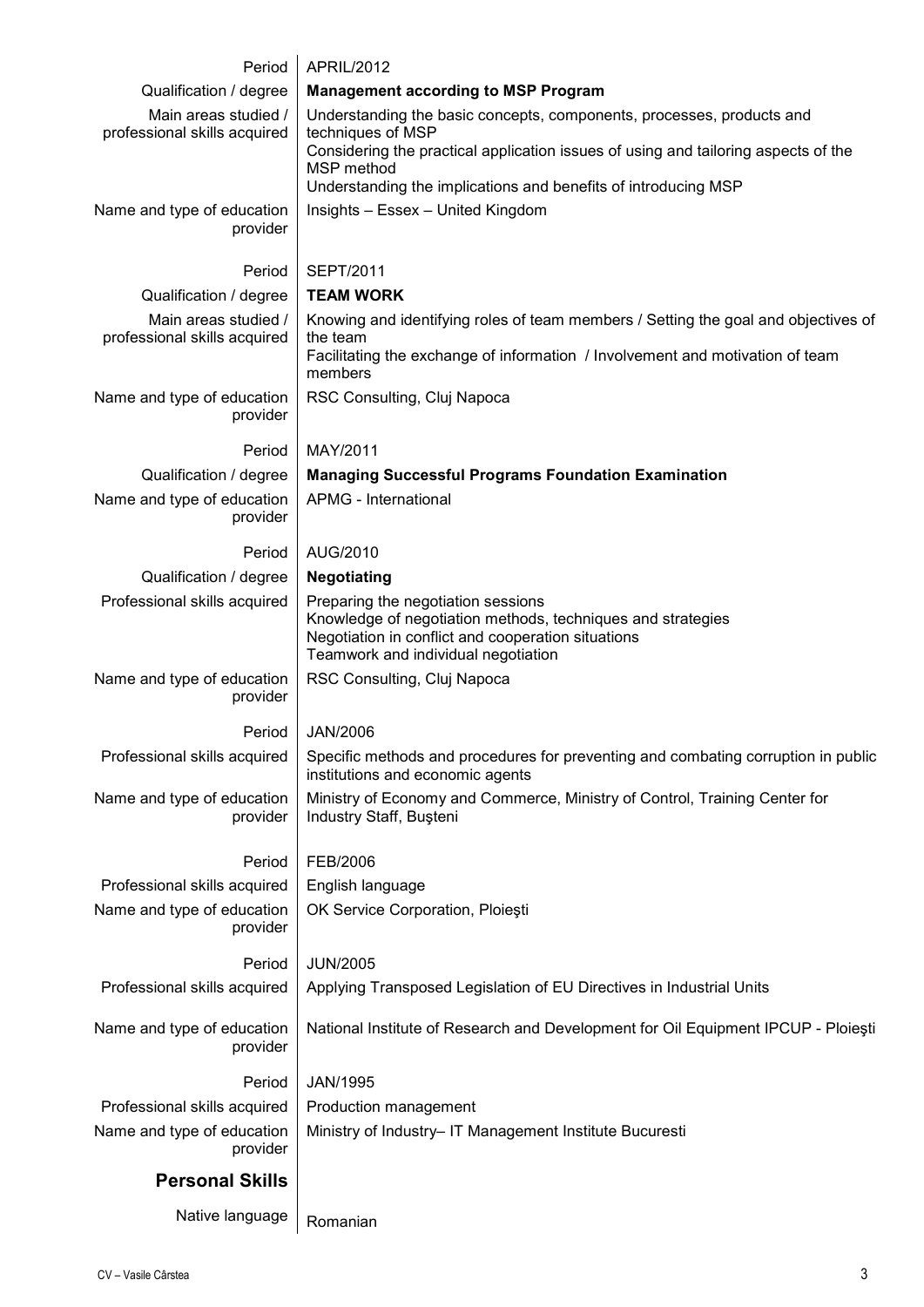| | |
|---|---|
| Period | APRIL/2012 |
| Qualification / degree | **Management according to MSP Program** |
| Main areas studied / professional skills acquired | Understanding the basic concepts, components, processes, products and techniques of MSP<br>Considering the practical application issues of using and tailoring aspects of the MSP method<br>Understanding the implications and benefits of introducing MSP |
| Name and type of education provider | Insights – Essex – United Kingdom |
| | |
| Period | SEPT/2011 |
| Qualification / degree | **TEAM WORK** |
| Main areas studied / professional skills acquired | Knowing and identifying roles of team members / Setting the goal and objectives of the team<br>Facilitating the exchange of information / Involvement and motivation of team members |
| Name and type of education provider | RSC Consulting, Cluj Napoca |
| | |
| Period | MAY/2011 |
| Qualification / degree | **Managing Successful Programs Foundation Examination** |
| Name and type of education provider | APMG - International |
| | |
| Period | AUG/2010 |
| Qualification / degree | **Negotiating** |
| Professional skills acquired | Preparing the negotiation sessions<br>Knowledge of negotiation methods, techniques and strategies<br>Negotiation in conflict and cooperation situations<br>Teamwork and individual negotiation |
| Name and type of education provider | RSC Consulting, Cluj Napoca |
| | |
| Period | JAN/2006 |
| Professional skills acquired | Specific methods and procedures for preventing and combating corruption in public institutions and economic agents |
| Name and type of education provider | Ministry of Economy and Commerce, Ministry of Control, Training Center for Industry Staff, Buşteni |
| | |
| Period | FEB/2006 |
| Professional skills acquired | English language |
| Name and type of education provider | OK Service Corporation, Ploieşti |
| | |
| Period | JUN/2005 |
| Professional skills acquired | Applying Transposed Legislation of EU Directives in Industrial Units |
| Name and type of education provider | National Institute of Research and Development for Oil Equipment IPCUP - Ploieşti |
| | |
| Period | JAN/1995 |
| Professional skills acquired | Production management |
| Name and type of education provider | Ministry of Industry– IT Management Institute Bucuresti |

## Personal Skills

| | |
|---|---|
| Native language | Romanian |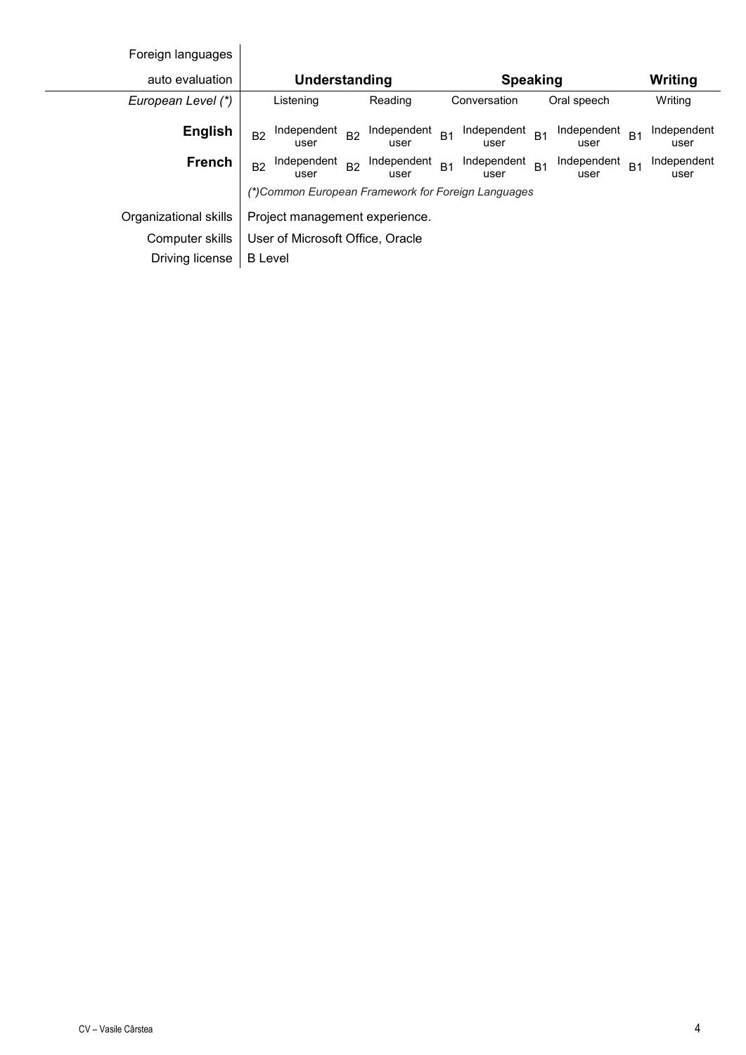| Foreign languages | | | | | |
|---|---|---|---|---|---|
| auto evaluation | **Understanding** | | **Speaking** | | **Writing** |
| *European Level (\*)* | Listening | Reading | Conversation | Oral speech | Writing |
| **English** | B2 Independent user | B2 Independent user | B1 Independent user | B1 Independent user | B1 Independent user |
| **French** | B2 Independent user | B2 Independent user | B1 Independent user | B1 Independent user | B1 Independent user |
| | *(\*)Common European Framework for Foreign Languages* | | | | |

| | |
|---|---|
| Organizational skills | Project management experience. |
| Computer skills | User of Microsoft Office, Oracle |
| Driving license | B Level |